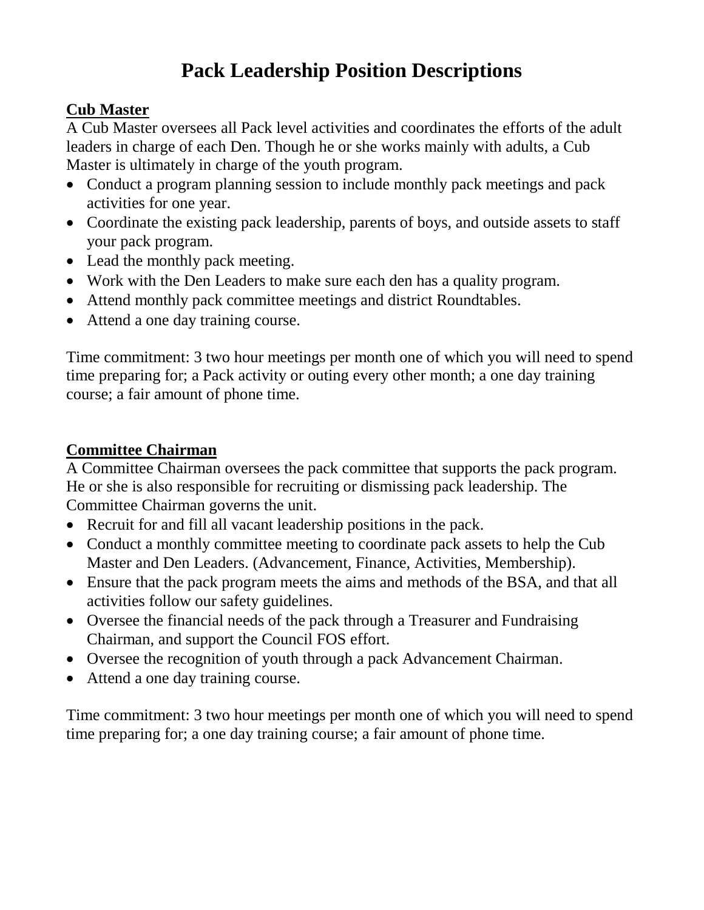# Pack Leadership Position Descriptions

## Cub Master

A Cub Master oversees all Pack level activities and coordinates the efforts of the adult leaders in charge of each Den. Though he or she works mainly with adults, a Cub Master is ultimately in charge of the youth program.

- Conduct a program planning session to include monthly pack meetings and pack activities for one year.
- Coordinate the existing pack leadership, parents of boys, and outside assets to staff your pack program.
- Lead the monthly pack meeting.
- Work with the Den Leaders to make sure each den has a quality program.
- Attend monthly pack committee meetings and district Roundtables.
- Attend a one day training course.

Time commitment: 3 two hour meetings per month one of which you will need to spend time preparing for; a Pack activity or outing every other month; a one day training course; a fair amount of phone time.

## Committee Chairman

A Committee Chairman oversees the pack committee that supports the pack program. He or she is also responsible for recruiting or dismissing pack leadership. The Committee Chairman governs the unit.

- Recruit for and fill all vacant leadership positions in the pack.
- Conduct a monthly committee meeting to coordinate pack assets to help the Cub Master and Den Leaders. (Advancement, Finance, Activities, Membership).
- Ensure that the pack program meets the aims and methods of the BSA, and that all activities follow our safety guidelines.
- Oversee the financial needs of the pack through a Treasurer and Fundraising Chairman, and support the Council FOS effort.
- Oversee the recognition of youth through a pack Advancement Chairman.
- Attend a one day training course.

Time commitment: 3 two hour meetings per month one of which you will need to spend time preparing for; a one day training course; a fair amount of phone time.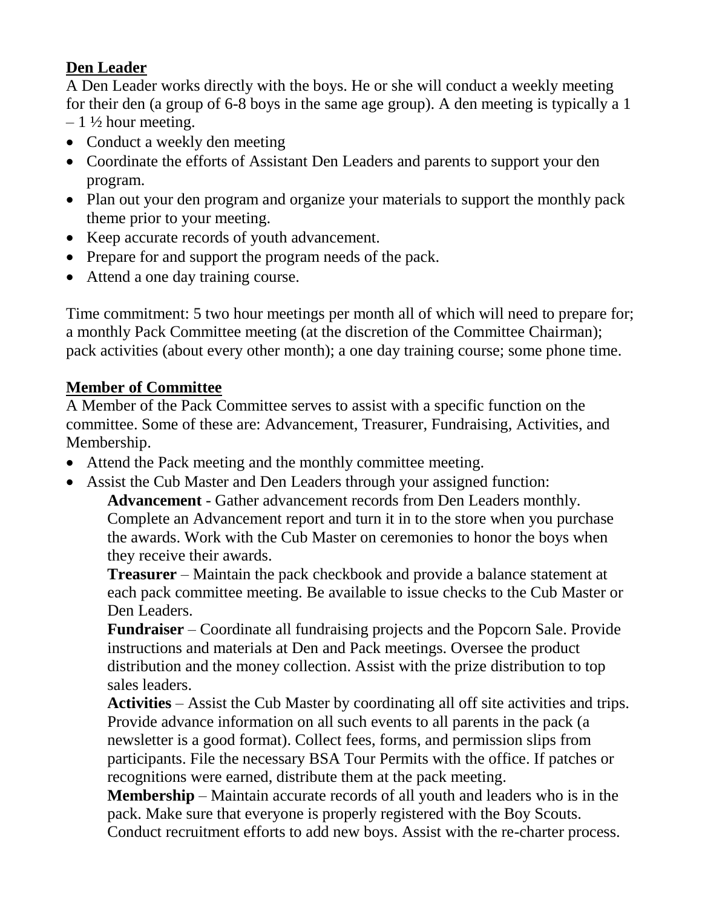**Den Leader**

A Den Leader works directly with the boys. He or she will conduct a weekly meeting for their den (a group of 6-8 boys in the same age group). A den meeting is typically a 1 – 1 ½ hour meeting.

- Conduct a weekly den meeting
- Coordinate the efforts of Assistant Den Leaders and parents to support your den program.
- Plan out your den program and organize your materials to support the monthly pack theme prior to your meeting.
- Keep accurate records of youth advancement.
- Prepare for and support the program needs of the pack.
- Attend a one day training course.

Time commitment: 5 two hour meetings per month all of which will need to prepare for; a monthly Pack Committee meeting (at the discretion of the Committee Chairman); pack activities (about every other month); a one day training course; some phone time.

**Member of Committee**

A Member of the Pack Committee serves to assist with a specific function on the committee. Some of these are: Advancement, Treasurer, Fundraising, Activities, and Membership.

- Attend the Pack meeting and the monthly committee meeting.
- Assist the Cub Master and Den Leaders through your assigned function:

  **Advancement** - Gather advancement records from Den Leaders monthly. Complete an Advancement report and turn it in to the store when you purchase the awards. Work with the Cub Master on ceremonies to honor the boys when they receive their awards.

  **Treasurer** – Maintain the pack checkbook and provide a balance statement at each pack committee meeting. Be available to issue checks to the Cub Master or Den Leaders.

  **Fundraiser** – Coordinate all fundraising projects and the Popcorn Sale. Provide instructions and materials at Den and Pack meetings. Oversee the product distribution and the money collection. Assist with the prize distribution to top sales leaders.

  **Activities** – Assist the Cub Master by coordinating all off site activities and trips. Provide advance information on all such events to all parents in the pack (a newsletter is a good format). Collect fees, forms, and permission slips from participants. File the necessary BSA Tour Permits with the office. If patches or recognitions were earned, distribute them at the pack meeting.

  **Membership** – Maintain accurate records of all youth and leaders who is in the pack. Make sure that everyone is properly registered with the Boy Scouts. Conduct recruitment efforts to add new boys. Assist with the re-charter process.